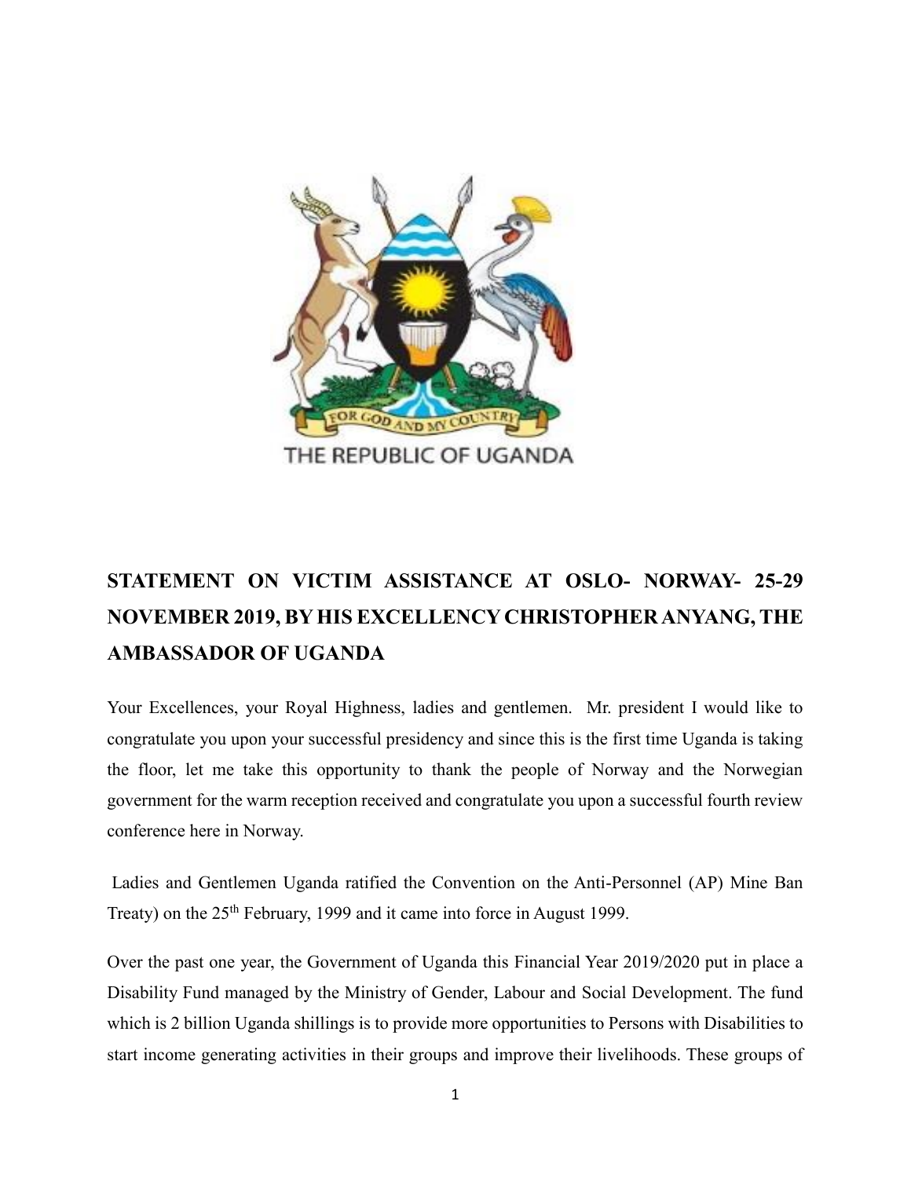THE REPUBLIC OF UGANDA

## STATEMENT ON VICTIM ASSISTANCE AT OSLO- NORWAY- 25-29 NOVEMBER 2019, BY HIS EXCELLENCY CHRISTOPHER ANYANG, THE AMBASSADOR OF UGANDA

Your Excellences, your Royal Highness, ladies and gentlemen. Mr. president I would like to congratulate you upon your successful presidency and since this is the first time Uganda is taking the floor, let me take this opportunity to thank the people of Norway and the Norwegian government for the warm reception received and congratulate you upon a successful fourth review conference here in Norway.

Ladies and Gentlemen Uganda ratified the Convention on the Anti-Personnel (AP) Mine Ban Treaty) on the 25th February, 1999 and it came into force in August 1999.

Over the past one year, the Government of Uganda this Financial Year 2019/2020 put in place a Disability Fund managed by the Ministry of Gender, Labour and Social Development. The fund which is 2 billion Uganda shillings is to provide more opportunities to Persons with Disabilities to start income generating activities in their groups and improve their livelihoods. These groups of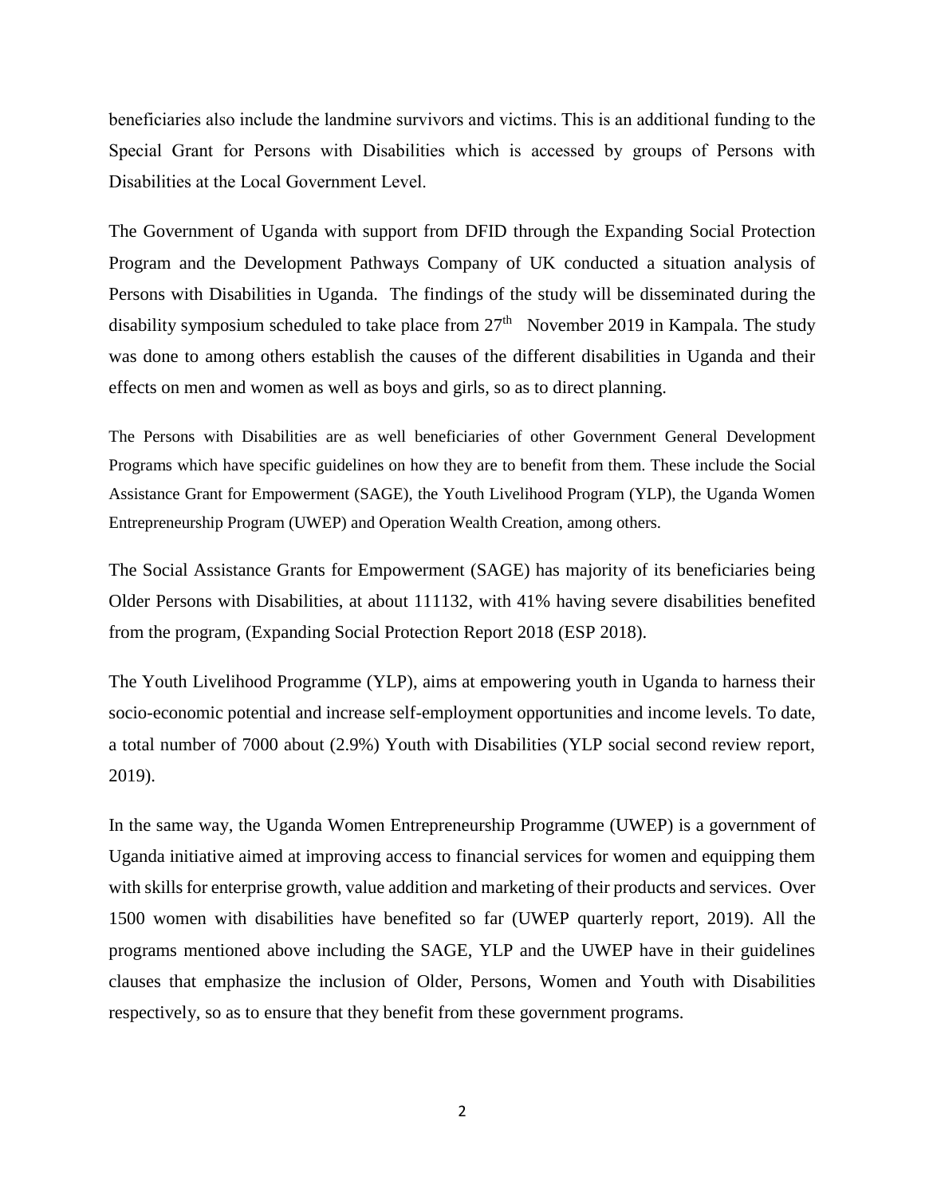beneficiaries also include the landmine survivors and victims. This is an additional funding to the Special Grant for Persons with Disabilities which is accessed by groups of Persons with Disabilities at the Local Government Level.

The Government of Uganda with support from DFID through the Expanding Social Protection Program and the Development Pathways Company of UK conducted a situation analysis of Persons with Disabilities in Uganda. The findings of the study will be disseminated during the disability symposium scheduled to take place from 27th November 2019 in Kampala. The study was done to among others establish the causes of the different disabilities in Uganda and their effects on men and women as well as boys and girls, so as to direct planning.

The Persons with Disabilities are as well beneficiaries of other Government General Development Programs which have specific guidelines on how they are to benefit from them. These include the Social Assistance Grant for Empowerment (SAGE), the Youth Livelihood Program (YLP), the Uganda Women Entrepreneurship Program (UWEP) and Operation Wealth Creation, among others.

The Social Assistance Grants for Empowerment (SAGE) has majority of its beneficiaries being Older Persons with Disabilities, at about 111132, with 41% having severe disabilities benefited from the program, (Expanding Social Protection Report 2018 (ESP 2018).

The Youth Livelihood Programme (YLP), aims at empowering youth in Uganda to harness their socio-economic potential and increase self-employment opportunities and income levels. To date, a total number of 7000 about (2.9%) Youth with Disabilities (YLP social second review report, 2019).

In the same way, the Uganda Women Entrepreneurship Programme (UWEP) is a government of Uganda initiative aimed at improving access to financial services for women and equipping them with skills for enterprise growth, value addition and marketing of their products and services. Over 1500 women with disabilities have benefited so far (UWEP quarterly report, 2019). All the programs mentioned above including the SAGE, YLP and the UWEP have in their guidelines clauses that emphasize the inclusion of Older, Persons, Women and Youth with Disabilities respectively, so as to ensure that they benefit from these government programs.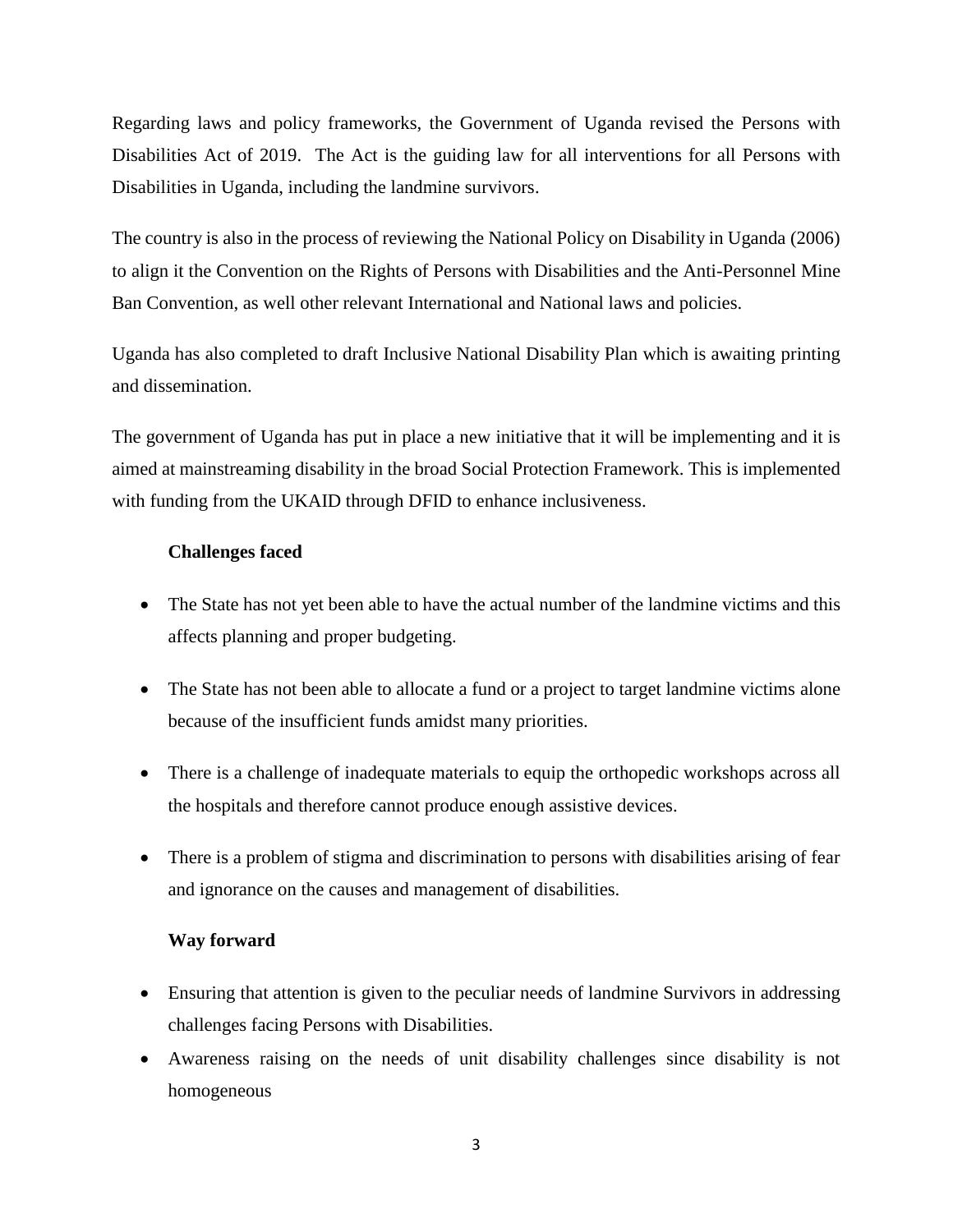Regarding laws and policy frameworks, the Government of Uganda revised the Persons with Disabilities Act of 2019. The Act is the guiding law for all interventions for all Persons with Disabilities in Uganda, including the landmine survivors.

The country is also in the process of reviewing the National Policy on Disability in Uganda (2006) to align it the Convention on the Rights of Persons with Disabilities and the Anti-Personnel Mine Ban Convention, as well other relevant International and National laws and policies.

Uganda has also completed to draft Inclusive National Disability Plan which is awaiting printing and dissemination.

The government of Uganda has put in place a new initiative that it will be implementing and it is aimed at mainstreaming disability in the broad Social Protection Framework. This is implemented with funding from the UKAID through DFID to enhance inclusiveness.

**Challenges faced**

- The State has not yet been able to have the actual number of the landmine victims and this affects planning and proper budgeting.
- The State has not been able to allocate a fund or a project to target landmine victims alone because of the insufficient funds amidst many priorities.
- There is a challenge of inadequate materials to equip the orthopedic workshops across all the hospitals and therefore cannot produce enough assistive devices.
- There is a problem of stigma and discrimination to persons with disabilities arising of fear and ignorance on the causes and management of disabilities.

**Way forward**

- Ensuring that attention is given to the peculiar needs of landmine Survivors in addressing challenges facing Persons with Disabilities.
- Awareness raising on the needs of unit disability challenges since disability is not homogeneous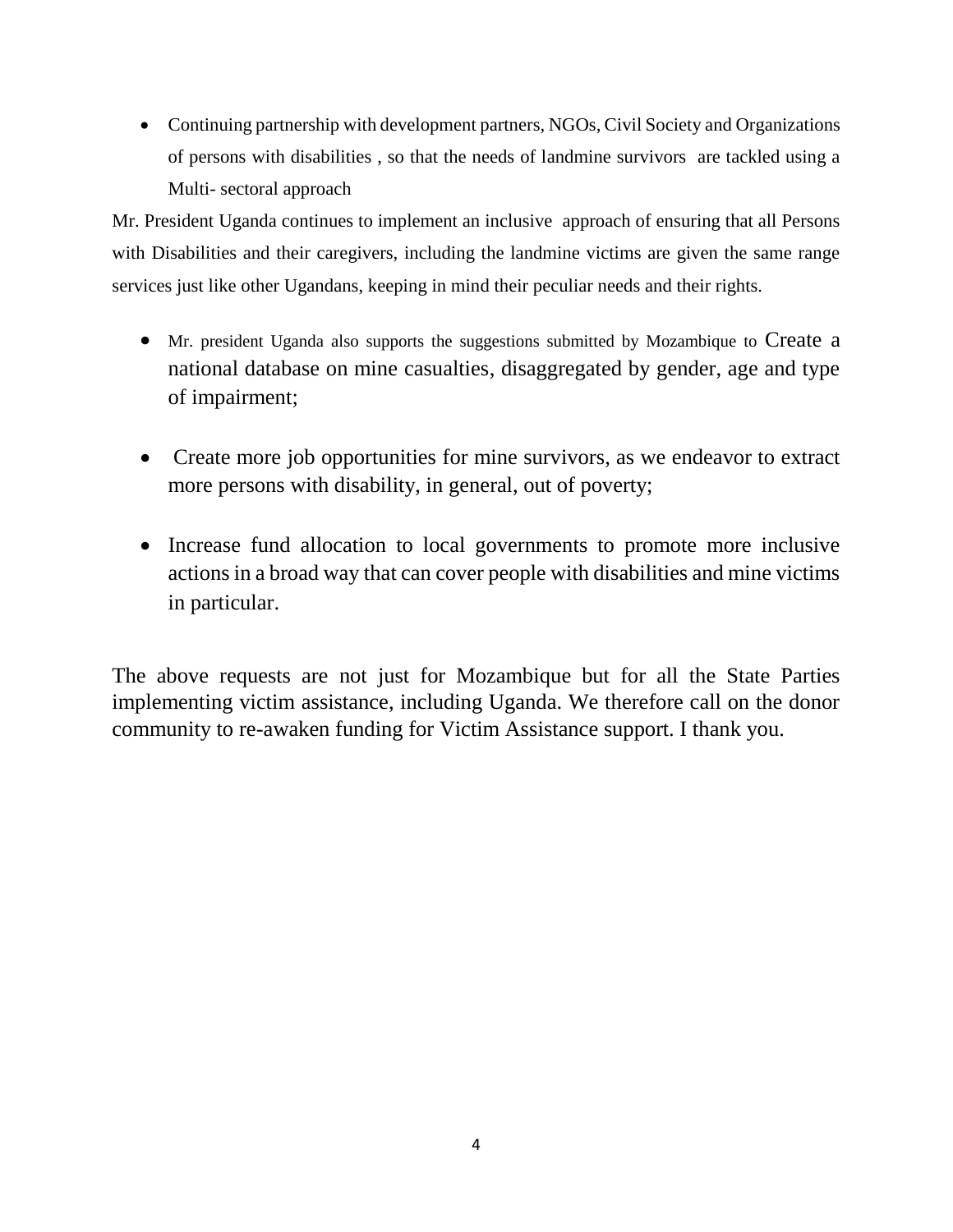- Continuing partnership with development partners, NGOs, Civil Society and Organizations of persons with disabilities , so that the needs of landmine survivors are tackled using a Multi- sectoral approach

Mr. President Uganda continues to implement an inclusive approach of ensuring that all Persons with Disabilities and their caregivers, including the landmine victims are given the same range services just like other Ugandans, keeping in mind their peculiar needs and their rights.

- Mr. president Uganda also supports the suggestions submitted by Mozambique to Create a national database on mine casualties, disaggregated by gender, age and type of impairment;
- Create more job opportunities for mine survivors, as we endeavor to extract more persons with disability, in general, out of poverty;
- Increase fund allocation to local governments to promote more inclusive actions in a broad way that can cover people with disabilities and mine victims in particular.

The above requests are not just for Mozambique but for all the State Parties implementing victim assistance, including Uganda. We therefore call on the donor community to re-awaken funding for Victim Assistance support. I thank you.